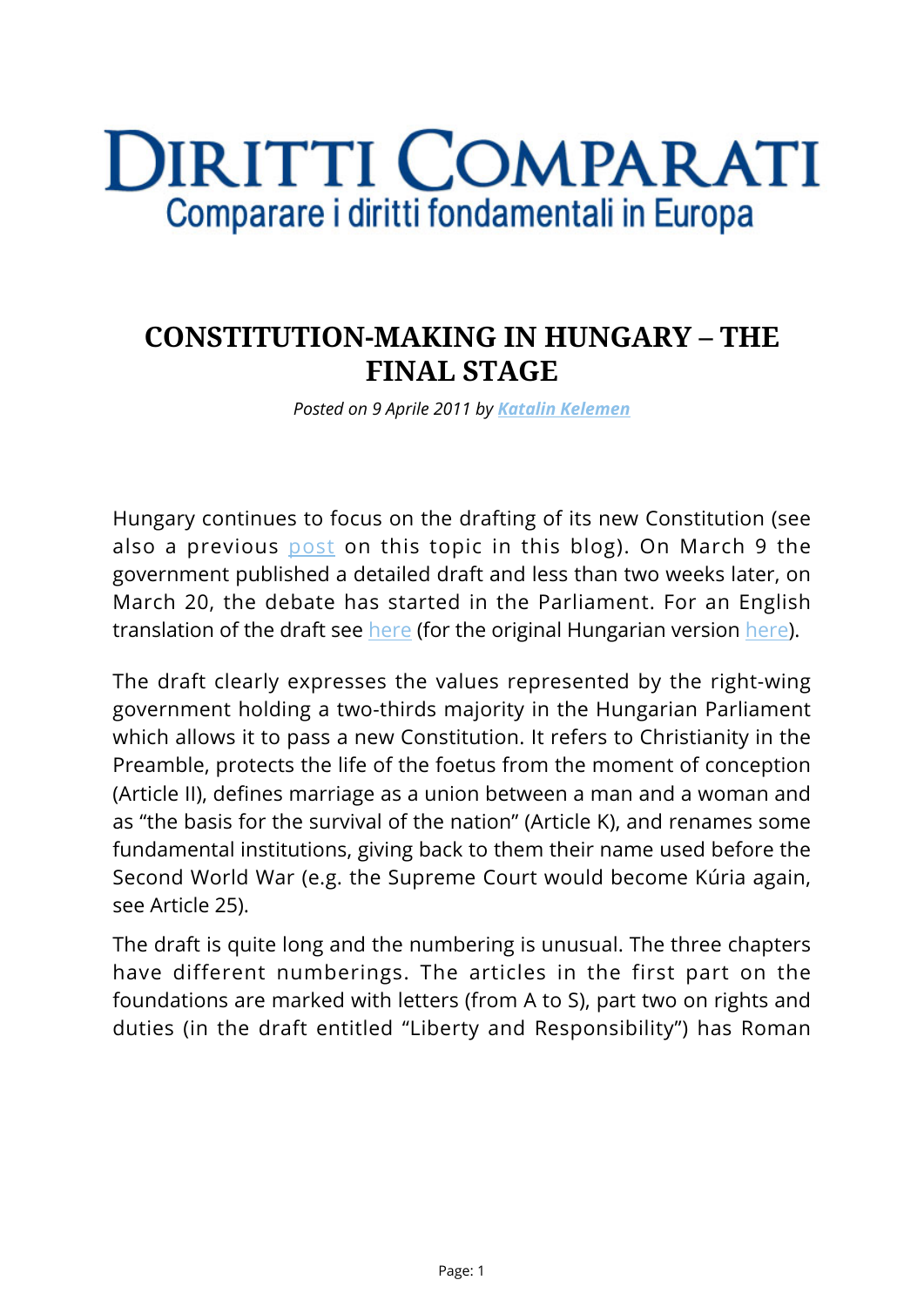# DIRITTI COMPARATI

Comparare i diritti fondamentali in Europa

## CONSTITUTION-MAKING IN HUNGARY – THE FINAL STAGE

*Posted on 9 Aprile 2011 by **Katalin Kelemen***

Hungary continues to focus on the drafting of its new Constitution (see also a previous post on this topic in this blog). On March 9 the government published a detailed draft and less than two weeks later, on March 20, the debate has started in the Parliament. For an English translation of the draft see here (for the original Hungarian version here).

The draft clearly expresses the values represented by the right-wing government holding a two-thirds majority in the Hungarian Parliament which allows it to pass a new Constitution. It refers to Christianity in the Preamble, protects the life of the foetus from the moment of conception (Article II), defines marriage as a union between a man and a woman and as "the basis for the survival of the nation" (Article K), and renames some fundamental institutions, giving back to them their name used before the Second World War (e.g. the Supreme Court would become Kúria again, see Article 25).

The draft is quite long and the numbering is unusual. The three chapters have different numberings. The articles in the first part on the foundations are marked with letters (from A to S), part two on rights and duties (in the draft entitled "Liberty and Responsibility") has Roman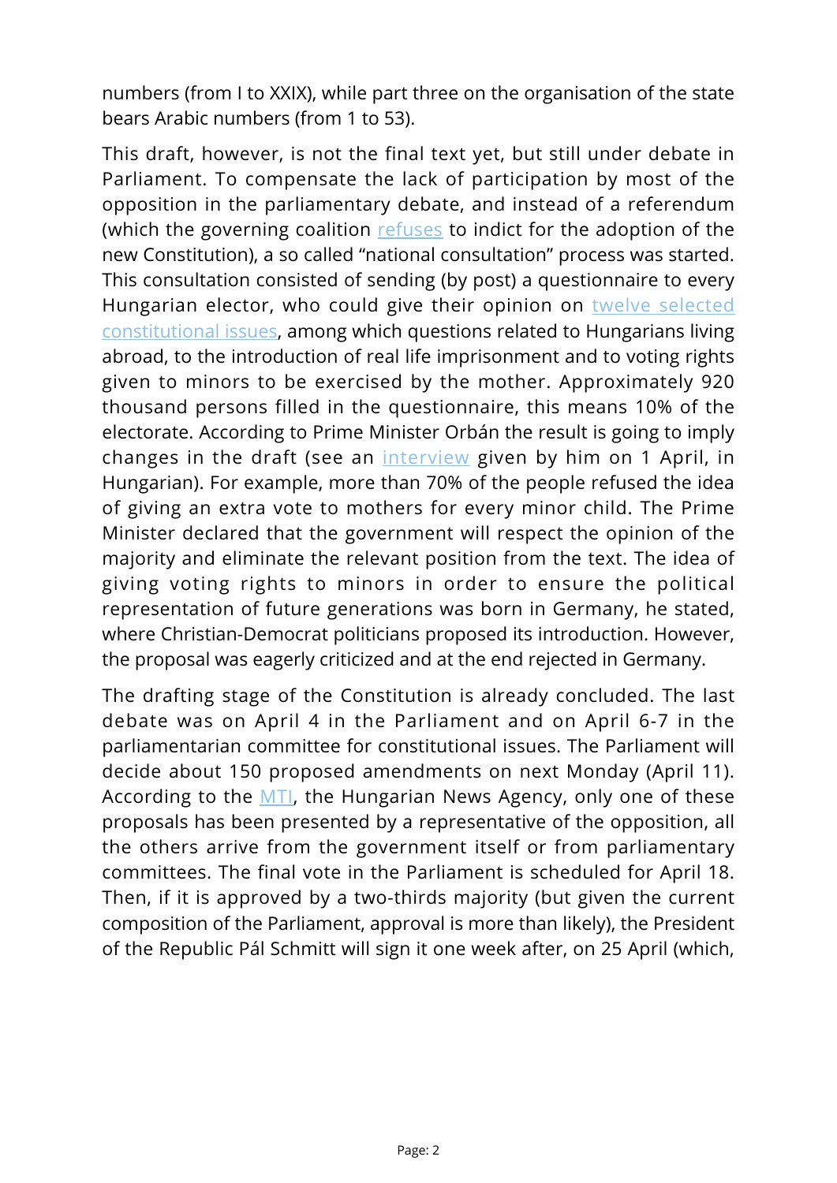numbers (from I to XXIX), while part three on the organisation of the state bears Arabic numbers (from 1 to 53).

This draft, however, is not the final text yet, but still under debate in Parliament. To compensate the lack of participation by most of the opposition in the parliamentary debate, and instead of a referendum (which the governing coalition refuses to indict for the adoption of the new Constitution), a so called "national consultation" process was started. This consultation consisted of sending (by post) a questionnaire to every Hungarian elector, who could give their opinion on twelve selected constitutional issues, among which questions related to Hungarians living abroad, to the introduction of real life imprisonment and to voting rights given to minors to be exercised by the mother. Approximately 920 thousand persons filled in the questionnaire, this means 10% of the electorate. According to Prime Minister Orbán the result is going to imply changes in the draft (see an interview given by him on 1 April, in Hungarian). For example, more than 70% of the people refused the idea of giving an extra vote to mothers for every minor child. The Prime Minister declared that the government will respect the opinion of the majority and eliminate the relevant position from the text. The idea of giving voting rights to minors in order to ensure the political representation of future generations was born in Germany, he stated, where Christian-Democrat politicians proposed its introduction. However, the proposal was eagerly criticized and at the end rejected in Germany.

The drafting stage of the Constitution is already concluded. The last debate was on April 4 in the Parliament and on April 6-7 in the parliamentarian committee for constitutional issues. The Parliament will decide about 150 proposed amendments on next Monday (April 11). According to the MTI, the Hungarian News Agency, only one of these proposals has been presented by a representative of the opposition, all the others arrive from the government itself or from parliamentary committees. The final vote in the Parliament is scheduled for April 18. Then, if it is approved by a two-thirds majority (but given the current composition of the Parliament, approval is more than likely), the President of the Republic Pál Schmitt will sign it one week after, on 25 April (which,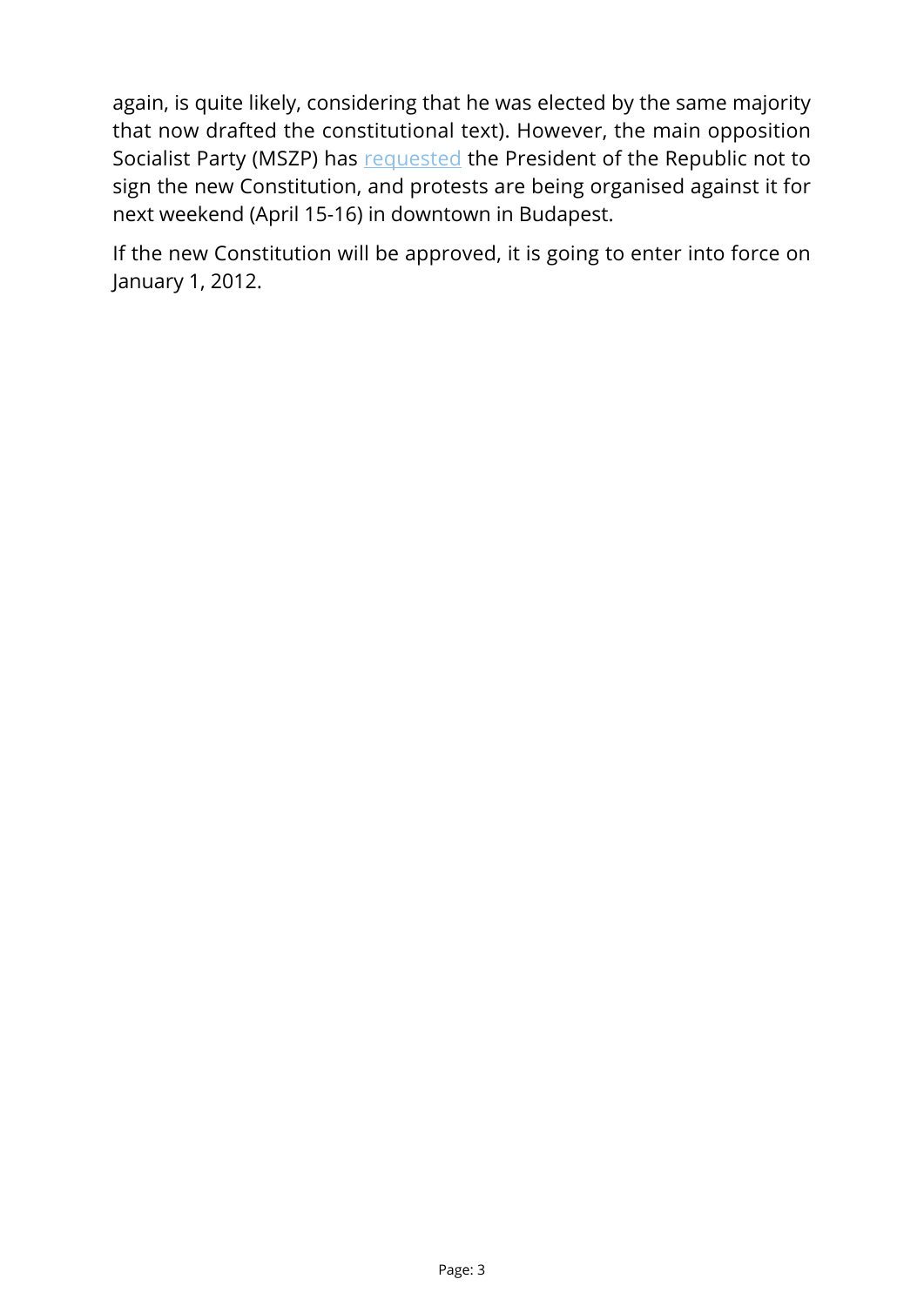again, is quite likely, considering that he was elected by the same majority that now drafted the constitutional text). However, the main opposition Socialist Party (MSZP) has requested the President of the Republic not to sign the new Constitution, and protests are being organised against it for next weekend (April 15-16) in downtown in Budapest.

If the new Constitution will be approved, it is going to enter into force on January 1, 2012.